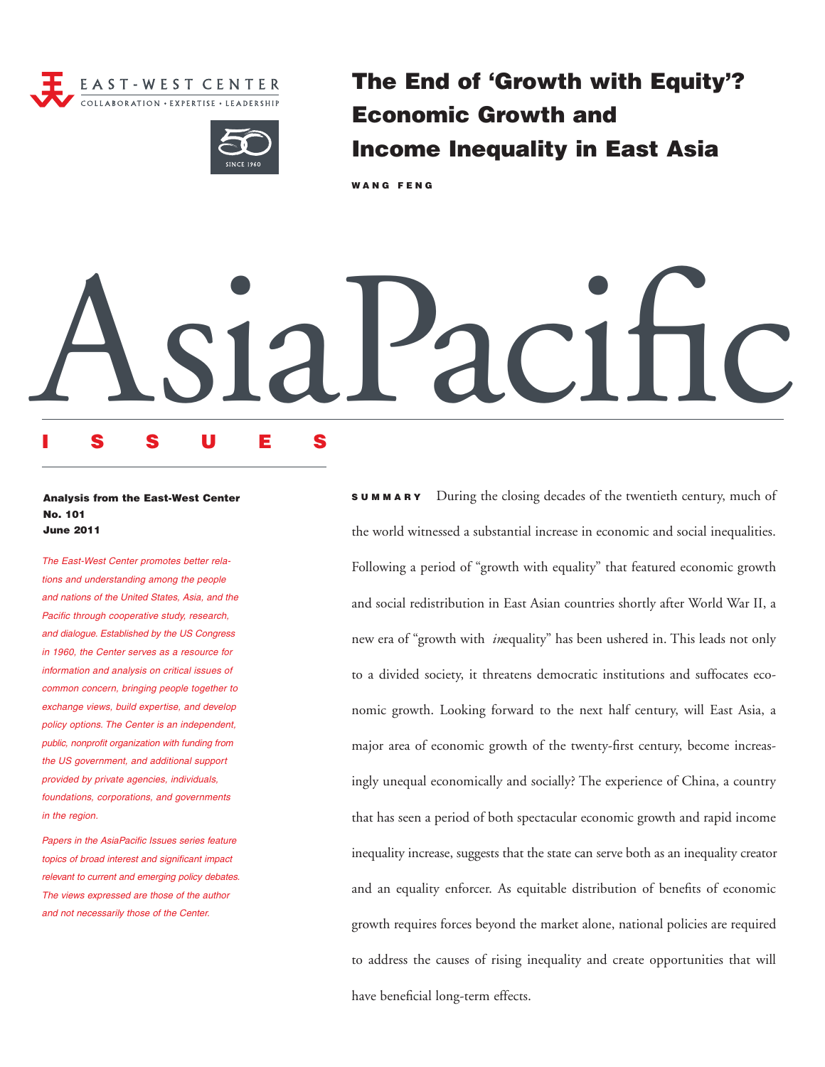EAST-WEST CENTER

COLLABORATION • EXPERTISE • LEADERSHIP

50 SINCE 1960

# The End of 'Growth with Equity'? Economic Growth and Income Inequality in East Asia

**WANG FENG**

# AsiaPacific

## ISSUES

**Analysis from the East-West Center**
**No. 101**
**June 2011**

*The East-West Center promotes better relations and understanding among the people and nations of the United States, Asia, and the Pacific through cooperative study, research, and dialogue. Established by the US Congress in 1960, the Center serves as a resource for information and analysis on critical issues of common concern, bringing people together to exchange views, build expertise, and develop policy options. The Center is an independent, public, nonprofit organization with funding from the US government, and additional support provided by private agencies, individuals, foundations, corporations, and governments in the region.*

*Papers in the AsiaPacific Issues series feature topics of broad interest and significant impact relevant to current and emerging policy debates. The views expressed are those of the author and not necessarily those of the Center.*

**SUMMARY** During the closing decades of the twentieth century, much of the world witnessed a substantial increase in economic and social inequalities. Following a period of "growth with equality" that featured economic growth and social redistribution in East Asian countries shortly after World War II, a new era of "growth with *in*equality" has been ushered in. This leads not only to a divided society, it threatens democratic institutions and suffocates economic growth. Looking forward to the next half century, will East Asia, a major area of economic growth of the twenty-first century, become increasingly unequal economically and socially? The experience of China, a country that has seen a period of both spectacular economic growth and rapid income inequality increase, suggests that the state can serve both as an inequality creator and an equality enforcer. As equitable distribution of benefits of economic growth requires forces beyond the market alone, national policies are required to address the causes of rising inequality and create opportunities that will have beneficial long-term effects.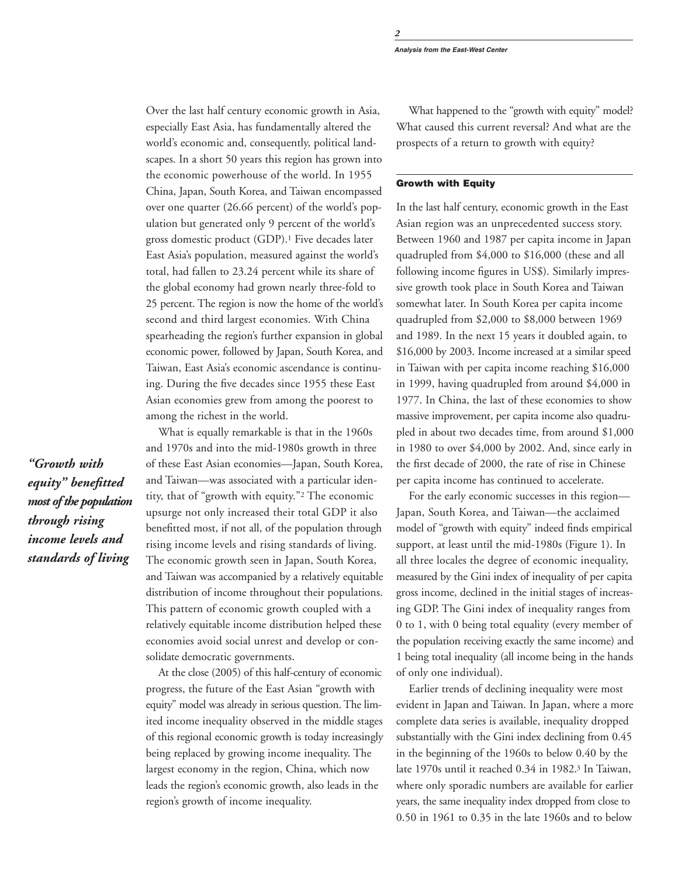Over the last half century economic growth in Asia, especially East Asia, has fundamentally altered the world's economic and, consequently, political landscapes. In a short 50 years this region has grown into the economic powerhouse of the world. In 1955 China, Japan, South Korea, and Taiwan encompassed over one quarter (26.66 percent) of the world's population but generated only 9 percent of the world's gross domestic product (GDP).[1] Five decades later East Asia's population, measured against the world's total, had fallen to 23.24 percent while its share of the global economy had grown nearly three-fold to 25 percent. The region is now the home of the world's second and third largest economies. With China spearheading the region's further expansion in global economic power, followed by Japan, South Korea, and Taiwan, East Asia's economic ascendance is continuing. During the five decades since 1955 these East Asian economies grew from among the poorest to among the richest in the world.

What is equally remarkable is that in the 1960s and 1970s and into the mid-1980s growth in three of these East Asian economies—Japan, South Korea, and Taiwan—was associated with a particular identity, that of "growth with equity."[2] The economic upsurge not only increased their total GDP it also benefitted most, if not all, of the population through rising income levels and rising standards of living. The economic growth seen in Japan, South Korea, and Taiwan was accompanied by a relatively equitable distribution of income throughout their populations. This pattern of economic growth coupled with a relatively equitable income distribution helped these economies avoid social unrest and develop or consolidate democratic governments.

***"Growth with equity" benefitted most of the population through rising income levels and standards of living***

At the close (2005) of this half-century of economic progress, the future of the East Asian "growth with equity" model was already in serious question. The limited income inequality observed in the middle stages of this regional economic growth is today increasingly being replaced by growing income inequality. The largest economy in the region, China, which now leads the region's economic growth, also leads in the region's growth of income inequality.

What happened to the "growth with equity" model? What caused this current reversal? And what are the prospects of a return to growth with equity?

## Growth with Equity

In the last half century, economic growth in the East Asian region was an unprecedented success story. Between 1960 and 1987 per capita income in Japan quadrupled from $4,000 to $16,000 (these and all following income figures in US$). Similarly impressive growth took place in South Korea and Taiwan somewhat later. In South Korea per capita income quadrupled from $2,000 to $8,000 between 1969 and 1989. In the next 15 years it doubled again, to $16,000 by 2003. Income increased at a similar speed in Taiwan with per capita income reaching $16,000 in 1999, having quadrupled from around $4,000 in 1977. In China, the last of these economies to show massive improvement, per capita income also quadrupled in about two decades time, from around $1,000 in 1980 to over $4,000 by 2002. And, since early in the first decade of 2000, the rate of rise in Chinese per capita income has continued to accelerate.

For the early economic successes in this region—Japan, South Korea, and Taiwan—the acclaimed model of "growth with equity" indeed finds empirical support, at least until the mid-1980s (Figure 1). In all three locales the degree of economic inequality, measured by the Gini index of inequality of per capita gross income, declined in the initial stages of increasing GDP. The Gini index of inequality ranges from 0 to 1, with 0 being total equality (every member of the population receiving exactly the same income) and 1 being total inequality (all income being in the hands of only one individual).

Earlier trends of declining inequality were most evident in Japan and Taiwan. In Japan, where a more complete data series is available, inequality dropped substantially with the Gini index declining from 0.45 in the beginning of the 1960s to below 0.40 by the late 1970s until it reached 0.34 in 1982.[3] In Taiwan, where only sporadic numbers are available for earlier years, the same inequality index dropped from close to 0.50 in 1961 to 0.35 in the late 1960s and to below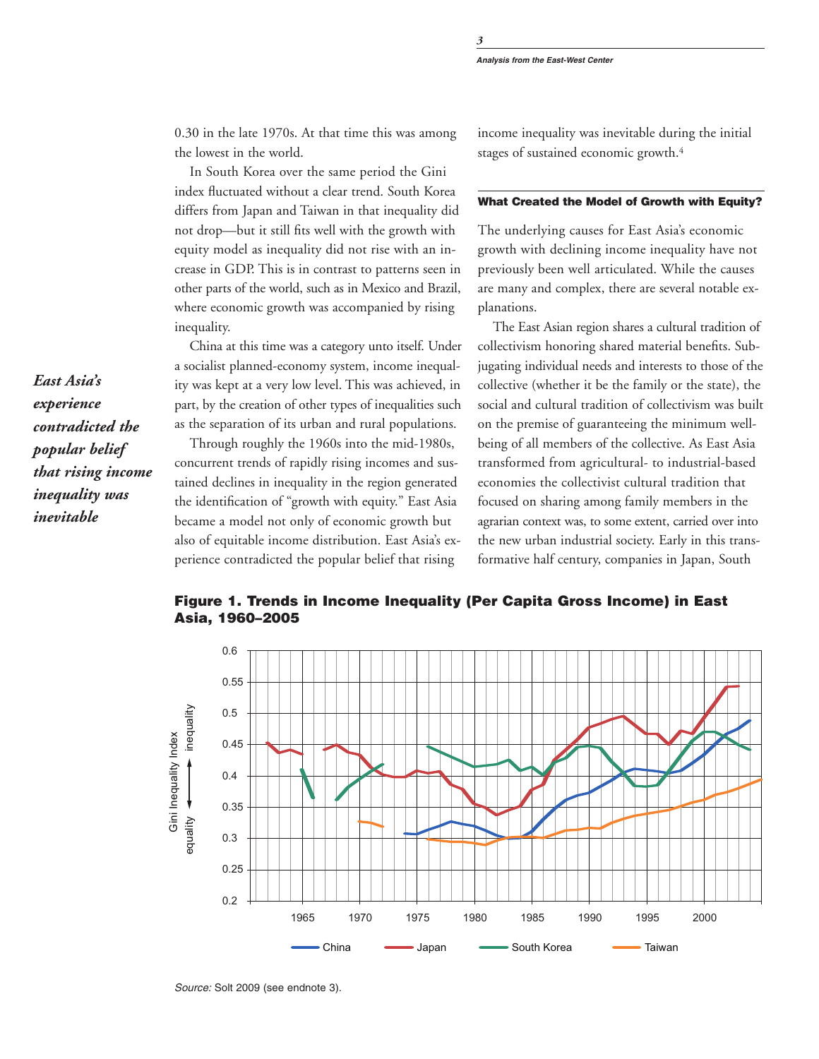0.30 in the late 1970s. At that time this was among the lowest in the world.

In South Korea over the same period the Gini index fluctuated without a clear trend. South Korea differs from Japan and Taiwan in that inequality did not drop—but it still fits well with the growth with equity model as inequality did not rise with an increase in GDP. This is in contrast to patterns seen in other parts of the world, such as in Mexico and Brazil, where economic growth was accompanied by rising inequality.

China at this time was a category unto itself. Under a socialist planned-economy system, income inequality was kept at a very low level. This was achieved, in part, by the creation of other types of inequalities such as the separation of its urban and rural populations.

*East Asia's experience contradicted the popular belief that rising income inequality was inevitable*

Through roughly the 1960s into the mid-1980s, concurrent trends of rapidly rising incomes and sustained declines in inequality in the region generated the identification of "growth with equity." East Asia became a model not only of economic growth but also of equitable income distribution. East Asia's experience contradicted the popular belief that rising income inequality was inevitable during the initial stages of sustained economic growth.[4]

### What Created the Model of Growth with Equity?

The underlying causes for East Asia's economic growth with declining income inequality have not previously been well articulated. While the causes are many and complex, there are several notable explanations.

The East Asian region shares a cultural tradition of collectivism honoring shared material benefits. Subjugating individual needs and interests to those of the collective (whether it be the family or the state), the social and cultural tradition of collectivism was built on the premise of guaranteeing the minimum well-being of all members of the collective. As East Asia transformed from agricultural- to industrial-based economies the collectivist cultural tradition that focused on sharing among family members in the agrarian context was, to some extent, carried over into the new urban industrial society. Early in this transformative half century, companies in Japan, South

**Figure 1. Trends in Income Inequality (Per Capita Gross Income) in East Asia, 1960–2005**

*Source:* Solt 2009 (see endnote 3).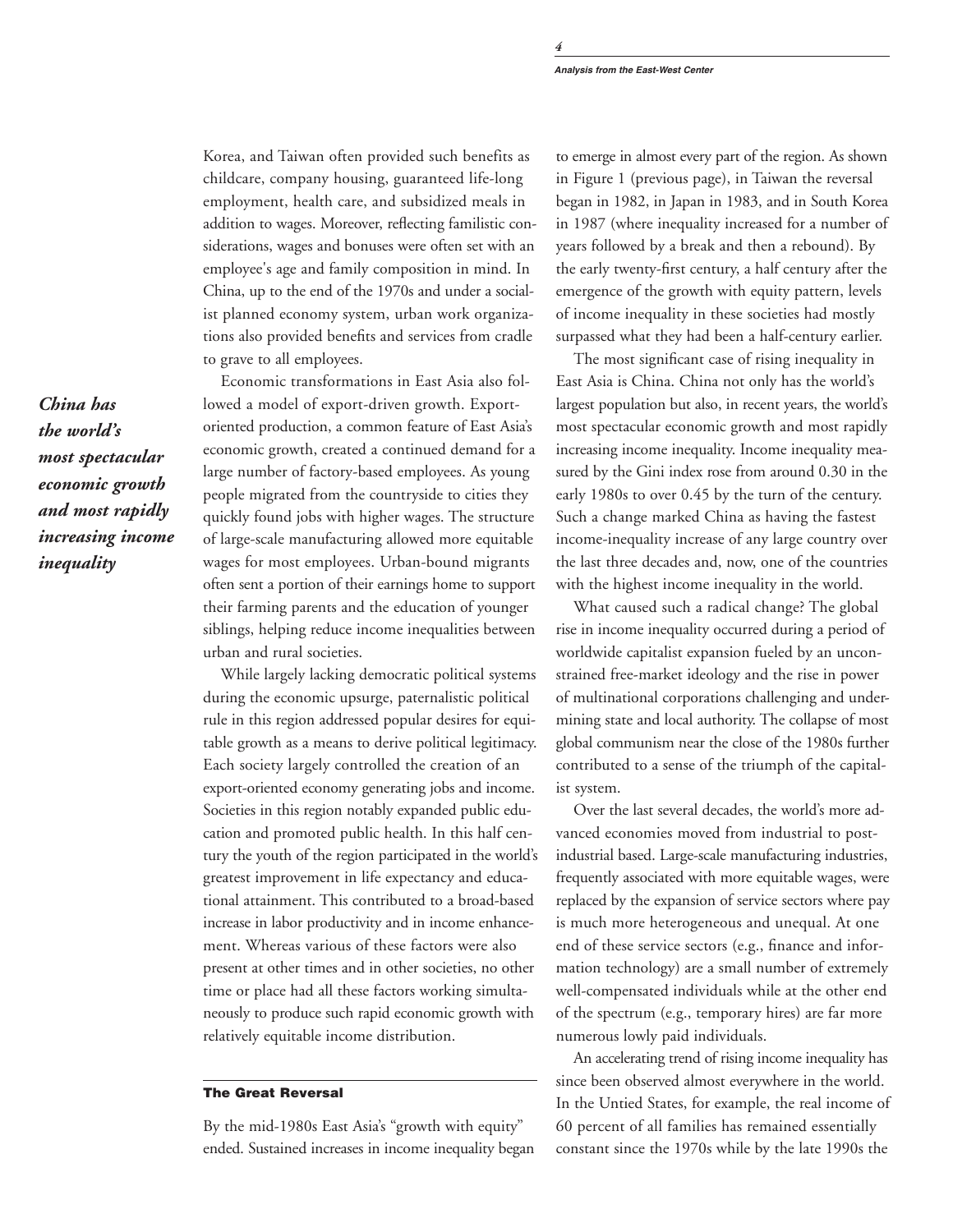Korea, and Taiwan often provided such benefits as childcare, company housing, guaranteed life-long employment, health care, and subsidized meals in addition to wages. Moreover, reflecting familistic considerations, wages and bonuses were often set with an employee's age and family composition in mind. In China, up to the end of the 1970s and under a socialist planned economy system, urban work organizations also provided benefits and services from cradle to grave to all employees.

Economic transformations in East Asia also followed a model of export-driven growth. Export-oriented production, a common feature of East Asia's economic growth, created a continued demand for a large number of factory-based employees. As young people migrated from the countryside to cities they quickly found jobs with higher wages. The structure of large-scale manufacturing allowed more equitable wages for most employees. Urban-bound migrants often sent a portion of their earnings home to support their farming parents and the education of younger siblings, helping reduce income inequalities between urban and rural societies.

*China has the world's most spectacular economic growth and most rapidly increasing income inequality*

While largely lacking democratic political systems during the economic upsurge, paternalistic political rule in this region addressed popular desires for equitable growth as a means to derive political legitimacy. Each society largely controlled the creation of an export-oriented economy generating jobs and income. Societies in this region notably expanded public education and promoted public health. In this half century the youth of the region participated in the world's greatest improvement in life expectancy and educational attainment. This contributed to a broad-based increase in labor productivity and in income enhancement. Whereas various of these factors were also present at other times and in other societies, no other time or place had all these factors working simultaneously to produce such rapid economic growth with relatively equitable income distribution.

## The Great Reversal

By the mid-1980s East Asia's "growth with equity" ended. Sustained increases in income inequality began to emerge in almost every part of the region. As shown in Figure 1 (previous page), in Taiwan the reversal began in 1982, in Japan in 1983, and in South Korea in 1987 (where inequality increased for a number of years followed by a break and then a rebound). By the early twenty-first century, a half century after the emergence of the growth with equity pattern, levels of income inequality in these societies had mostly surpassed what they had been a half-century earlier.

The most significant case of rising inequality in East Asia is China. China not only has the world's largest population but also, in recent years, the world's most spectacular economic growth and most rapidly increasing income inequality. Income inequality measured by the Gini index rose from around 0.30 in the early 1980s to over 0.45 by the turn of the century. Such a change marked China as having the fastest income-inequality increase of any large country over the last three decades and, now, one of the countries with the highest income inequality in the world.

What caused such a radical change? The global rise in income inequality occurred during a period of worldwide capitalist expansion fueled by an unconstrained free-market ideology and the rise in power of multinational corporations challenging and undermining state and local authority. The collapse of most global communism near the close of the 1980s further contributed to a sense of the triumph of the capitalist system.

Over the last several decades, the world's more advanced economies moved from industrial to post-industrial based. Large-scale manufacturing industries, frequently associated with more equitable wages, were replaced by the expansion of service sectors where pay is much more heterogeneous and unequal. At one end of these service sectors (e.g., finance and information technology) are a small number of extremely well-compensated individuals while at the other end of the spectrum (e.g., temporary hires) are far more numerous lowly paid individuals.

An accelerating trend of rising income inequality has since been observed almost everywhere in the world. In the Untied States, for example, the real income of 60 percent of all families has remained essentially constant since the 1970s while by the late 1990s the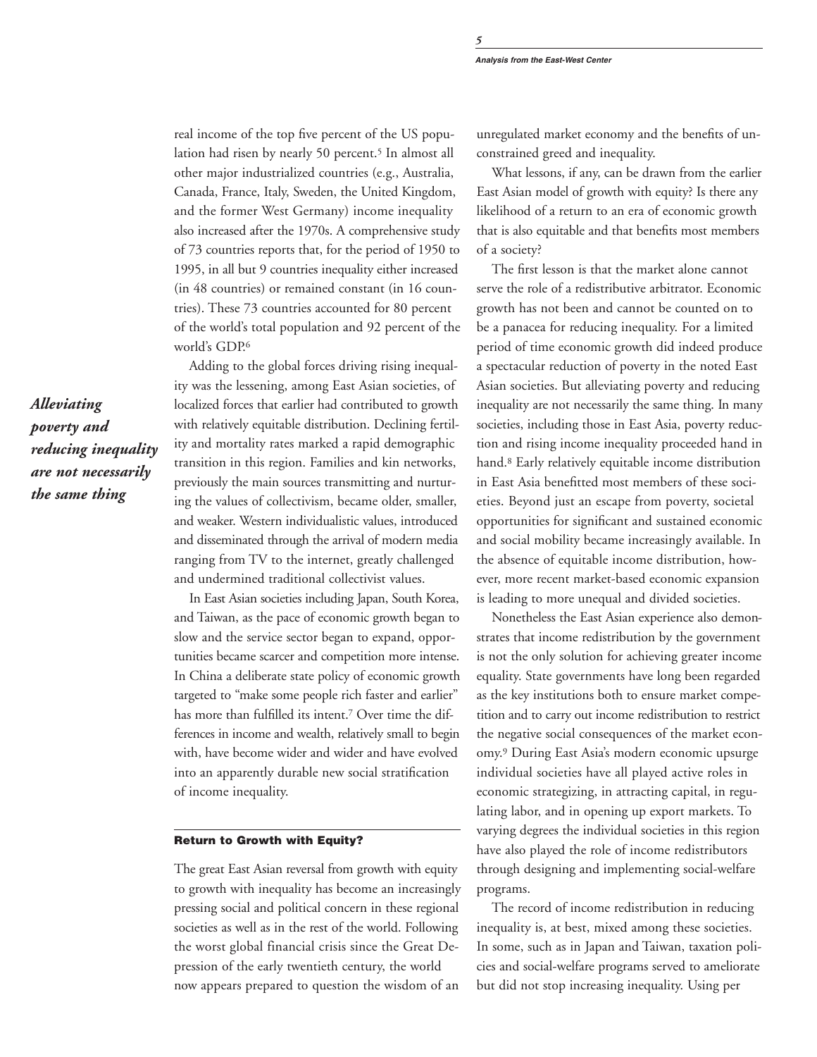real income of the top five percent of the US population had risen by nearly 50 percent.[5] In almost all other major industrialized countries (e.g., Australia, Canada, France, Italy, Sweden, the United Kingdom, and the former West Germany) income inequality also increased after the 1970s. A comprehensive study of 73 countries reports that, for the period of 1950 to 1995, in all but 9 countries inequality either increased (in 48 countries) or remained constant (in 16 countries). These 73 countries accounted for 80 percent of the world's total population and 92 percent of the world's GDP.[6]

Adding to the global forces driving rising inequality was the lessening, among East Asian societies, of localized forces that earlier had contributed to growth with relatively equitable distribution. Declining fertility and mortality rates marked a rapid demographic transition in this region. Families and kin networks, previously the main sources transmitting and nurturing the values of collectivism, became older, smaller, and weaker. Western individualistic values, introduced and disseminated through the arrival of modern media ranging from TV to the internet, greatly challenged and undermined traditional collectivist values.

*Alleviating poverty and reducing inequality are not necessarily the same thing*

In East Asian societies including Japan, South Korea, and Taiwan, as the pace of economic growth began to slow and the service sector began to expand, opportunities became scarcer and competition more intense. In China a deliberate state policy of economic growth targeted to "make some people rich faster and earlier" has more than fulfilled its intent.[7] Over time the differences in income and wealth, relatively small to begin with, have become wider and wider and have evolved into an apparently durable new social stratification of income inequality.

## Return to Growth with Equity?

The great East Asian reversal from growth with equity to growth with inequality has become an increasingly pressing social and political concern in these regional societies as well as in the rest of the world. Following the worst global financial crisis since the Great Depression of the early twentieth century, the world now appears prepared to question the wisdom of an unregulated market economy and the benefits of unconstrained greed and inequality.

What lessons, if any, can be drawn from the earlier East Asian model of growth with equity? Is there any likelihood of a return to an era of economic growth that is also equitable and that benefits most members of a society?

The first lesson is that the market alone cannot serve the role of a redistributive arbitrator. Economic growth has not been and cannot be counted on to be a panacea for reducing inequality. For a limited period of time economic growth did indeed produce a spectacular reduction of poverty in the noted East Asian societies. But alleviating poverty and reducing inequality are not necessarily the same thing. In many societies, including those in East Asia, poverty reduction and rising income inequality proceeded hand in hand.[8] Early relatively equitable income distribution in East Asia benefitted most members of these societies. Beyond just an escape from poverty, societal opportunities for significant and sustained economic and social mobility became increasingly available. In the absence of equitable income distribution, however, more recent market-based economic expansion is leading to more unequal and divided societies.

Nonetheless the East Asian experience also demonstrates that income redistribution by the government is not the only solution for achieving greater income equality. State governments have long been regarded as the key institutions both to ensure market competition and to carry out income redistribution to restrict the negative social consequences of the market economy.[9] During East Asia's modern economic upsurge individual societies have all played active roles in economic strategizing, in attracting capital, in regulating labor, and in opening up export markets. To varying degrees the individual societies in this region have also played the role of income redistributors through designing and implementing social-welfare programs.

The record of income redistribution in reducing inequality is, at best, mixed among these societies. In some, such as in Japan and Taiwan, taxation policies and social-welfare programs served to ameliorate but did not stop increasing inequality. Using per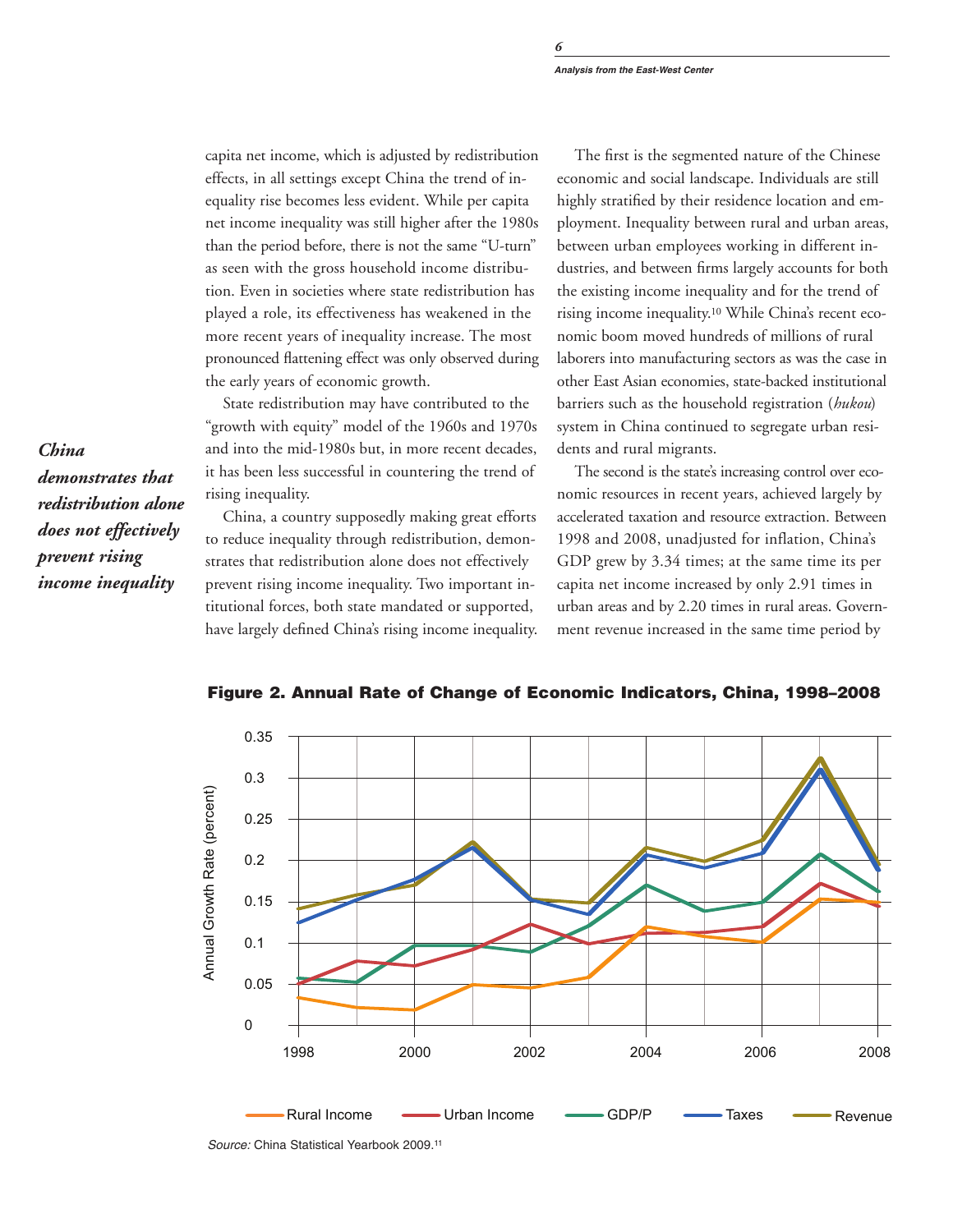capita net income, which is adjusted by redistribution effects, in all settings except China the trend of inequality rise becomes less evident. While per capita net income inequality was still higher after the 1980s than the period before, there is not the same "U-turn" as seen with the gross household income distribution. Even in societies where state redistribution has played a role, its effectiveness has weakened in the more recent years of inequality increase. The most pronounced flattening effect was only observed during the early years of economic growth.

State redistribution may have contributed to the "growth with equity" model of the 1960s and 1970s and into the mid-1980s but, in more recent decades, it has been less successful in countering the trend of rising inequality.

*China demonstrates that redistribution alone does not effectively prevent rising income inequality*

China, a country supposedly making great efforts to reduce inequality through redistribution, demonstrates that redistribution alone does not effectively prevent rising income inequality. Two important institutional forces, both state mandated or supported, have largely defined China's rising income inequality.

The first is the segmented nature of the Chinese economic and social landscape. Individuals are still highly stratified by their residence location and employment. Inequality between rural and urban areas, between urban employees working in different industries, and between firms largely accounts for both the existing income inequality and for the trend of rising income inequality.[10] While China's recent economic boom moved hundreds of millions of rural laborers into manufacturing sectors as was the case in other East Asian economies, state-backed institutional barriers such as the household registration (*hukou*) system in China continued to segregate urban residents and rural migrants.

The second is the state's increasing control over economic resources in recent years, achieved largely by accelerated taxation and resource extraction. Between 1998 and 2008, unadjusted for inflation, China's GDP grew by 3.34 times; at the same time its per capita net income increased by only 2.91 times in urban areas and by 2.20 times in rural areas. Government revenue increased in the same time period by

**Figure 2. Annual Rate of Change of Economic Indicators, China, 1998–2008**

Annual Growth Rate (percent)

0.35
0.3
0.25
0.2
0.15
0.1
0.05
0

1998
2000
2002
2004
2006
2008

Rural Income
Urban Income
GDP/P
Taxes
Revenue

*Source:* China Statistical Yearbook 2009.[11]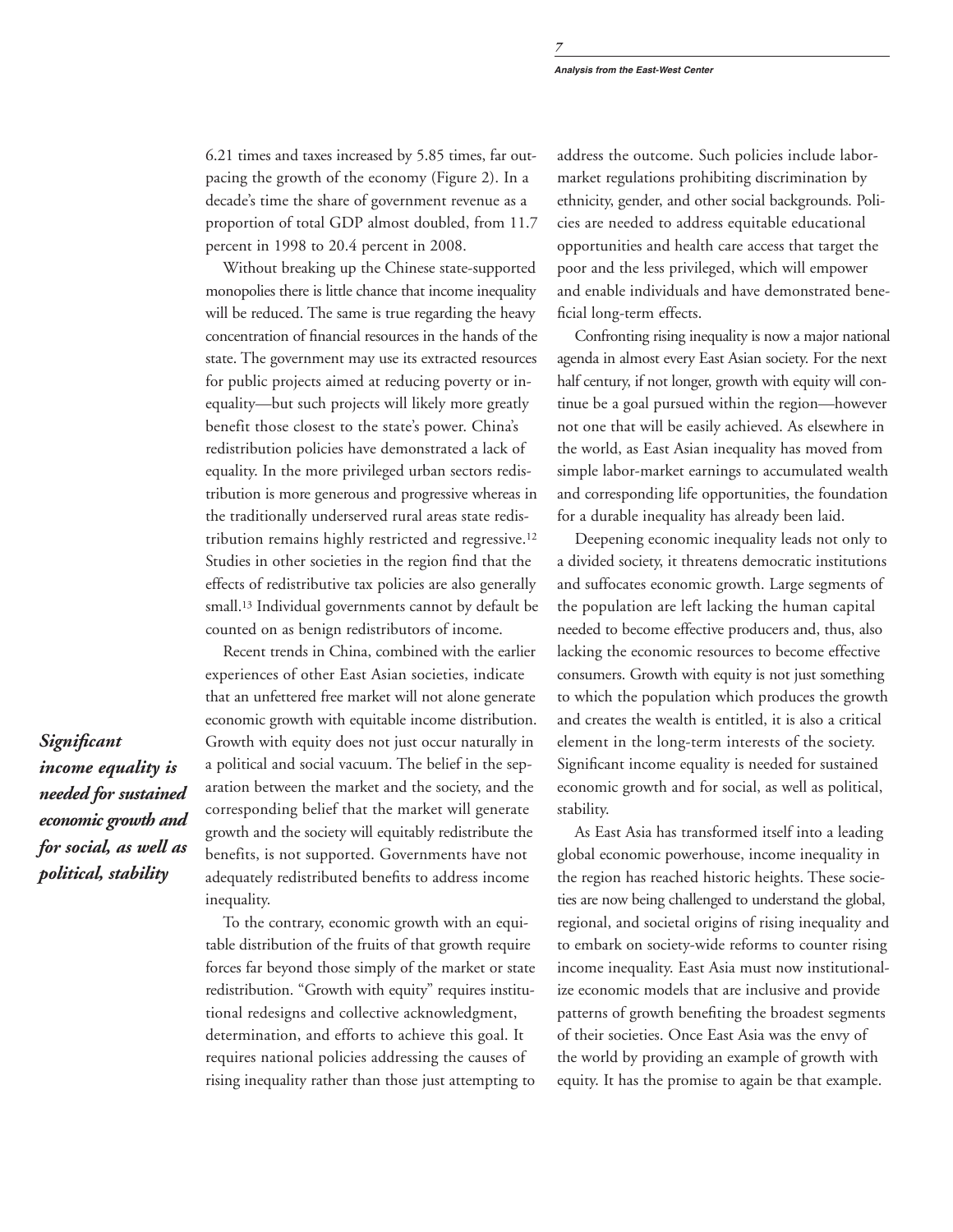6.21 times and taxes increased by 5.85 times, far outpacing the growth of the economy (Figure 2). In a decade's time the share of government revenue as a proportion of total GDP almost doubled, from 11.7 percent in 1998 to 20.4 percent in 2008.

Without breaking up the Chinese state-supported monopolies there is little chance that income inequality will be reduced. The same is true regarding the heavy concentration of financial resources in the hands of the state. The government may use its extracted resources for public projects aimed at reducing poverty or inequality—but such projects will likely more greatly benefit those closest to the state's power. China's redistribution policies have demonstrated a lack of equality. In the more privileged urban sectors redistribution is more generous and progressive whereas in the traditionally underserved rural areas state redistribution remains highly restricted and regressive.[12] Studies in other societies in the region find that the effects of redistributive tax policies are also generally small.[13] Individual governments cannot by default be counted on as benign redistributors of income.

Recent trends in China, combined with the earlier experiences of other East Asian societies, indicate that an unfettered free market will not alone generate economic growth with equitable income distribution. Growth with equity does not just occur naturally in a political and social vacuum. The belief in the separation between the market and the society, and the corresponding belief that the market will generate growth and the society will equitably redistribute the benefits, is not supported. Governments have not adequately redistributed benefits to address income inequality.

*Significant income equality is needed for sustained economic growth and for social, as well as political, stability*

To the contrary, economic growth with an equitable distribution of the fruits of that growth require forces far beyond those simply of the market or state redistribution. "Growth with equity" requires institutional redesigns and collective acknowledgment, determination, and efforts to achieve this goal. It requires national policies addressing the causes of rising inequality rather than those just attempting to address the outcome. Such policies include labor-market regulations prohibiting discrimination by ethnicity, gender, and other social backgrounds. Policies are needed to address equitable educational opportunities and health care access that target the poor and the less privileged, which will empower and enable individuals and have demonstrated beneficial long-term effects.

Confronting rising inequality is now a major national agenda in almost every East Asian society. For the next half century, if not longer, growth with equity will continue be a goal pursued within the region—however not one that will be easily achieved. As elsewhere in the world, as East Asian inequality has moved from simple labor-market earnings to accumulated wealth and corresponding life opportunities, the foundation for a durable inequality has already been laid.

Deepening economic inequality leads not only to a divided society, it threatens democratic institutions and suffocates economic growth. Large segments of the population are left lacking the human capital needed to become effective producers and, thus, also lacking the economic resources to become effective consumers. Growth with equity is not just something to which the population which produces the growth and creates the wealth is entitled, it is also a critical element in the long-term interests of the society. Significant income equality is needed for sustained economic growth and for social, as well as political, stability.

As East Asia has transformed itself into a leading global economic powerhouse, income inequality in the region has reached historic heights. These societies are now being challenged to understand the global, regional, and societal origins of rising inequality and to embark on society-wide reforms to counter rising income inequality. East Asia must now institutionalize economic models that are inclusive and provide patterns of growth benefiting the broadest segments of their societies. Once East Asia was the envy of the world by providing an example of growth with equity. It has the promise to again be that example.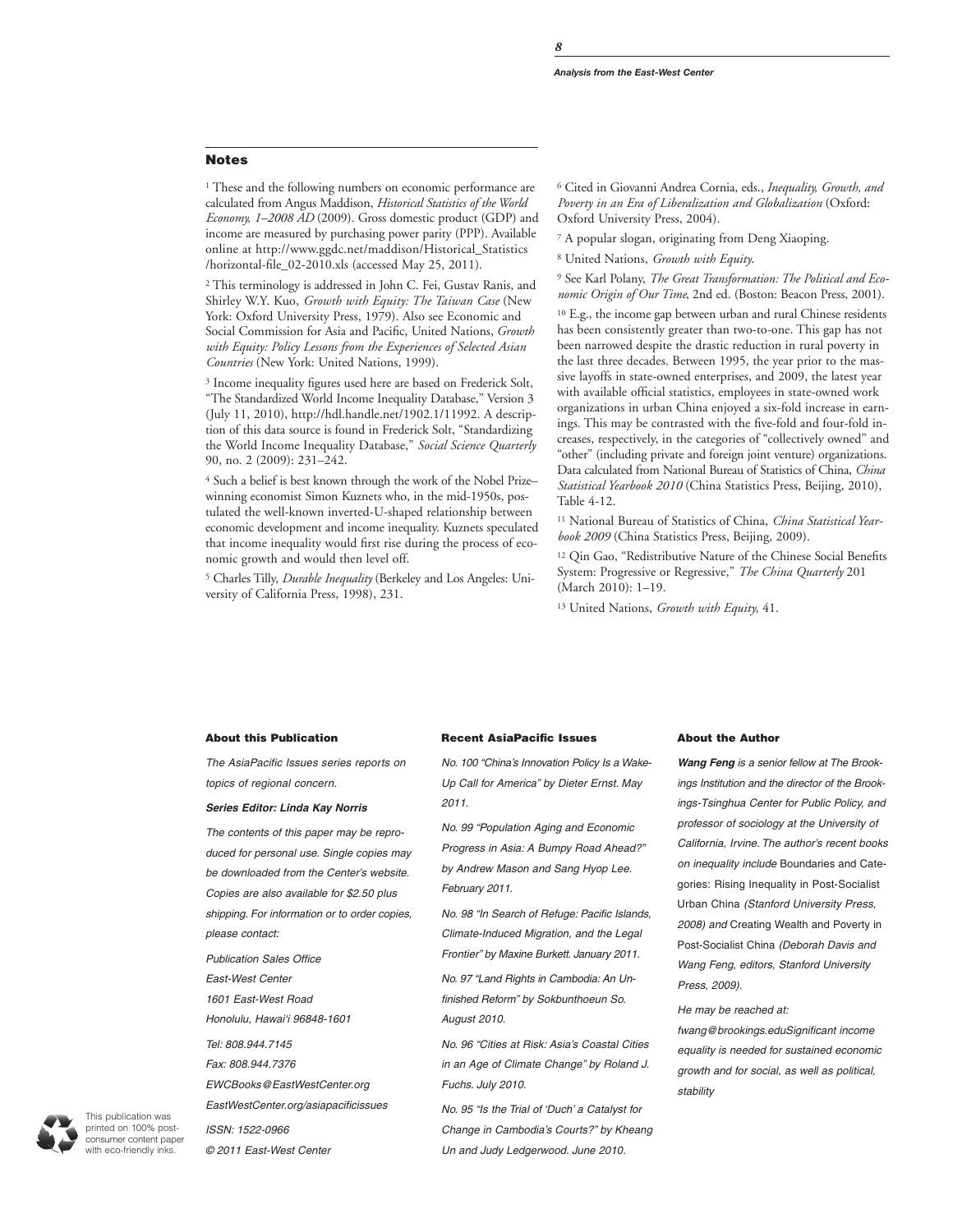## Notes

[1] These and the following numbers on economic performance are calculated from Angus Maddison, *Historical Statistics of the World Economy, 1–2008 AD* (2009). Gross domestic product (GDP) and income are measured by purchasing power parity (PPP). Available online at http://www.ggdc.net/maddison/Historical_Statistics/horizontal-file_02-2010.xls (accessed May 25, 2011).

[2] This terminology is addressed in John C. Fei, Gustav Ranis, and Shirley W.Y. Kuo, *Growth with Equity: The Taiwan Case* (New York: Oxford University Press, 1979). Also see Economic and Social Commission for Asia and Pacific, United Nations, *Growth with Equity: Policy Lessons from the Experiences of Selected Asian Countries* (New York: United Nations, 1999).

[3] Income inequality figures used here are based on Frederick Solt, "The Standardized World Income Inequality Database," Version 3 (July 11, 2010), http://hdl.handle.net/1902.1/11992. A description of this data source is found in Frederick Solt, "Standardizing the World Income Inequality Database," *Social Science Quarterly* 90, no. 2 (2009): 231–242.

[4] Such a belief is best known through the work of the Nobel Prize–winning economist Simon Kuznets who, in the mid-1950s, postulated the well-known inverted-U-shaped relationship between economic development and income inequality. Kuznets speculated that income inequality would first rise during the process of economic growth and would then level off.

[5] Charles Tilly, *Durable Inequality* (Berkeley and Los Angeles: University of California Press, 1998), 231.

[6] Cited in Giovanni Andrea Cornia, eds., *Inequality, Growth, and Poverty in an Era of Liberalization and Globalization* (Oxford: Oxford University Press, 2004).

[7] A popular slogan, originating from Deng Xiaoping.

[8] United Nations, *Growth with Equity*.

[9] See Karl Polany, *The Great Transformation: The Political and Economic Origin of Our Time*, 2nd ed. (Boston: Beacon Press, 2001).

[10] E.g., the income gap between urban and rural Chinese residents has been consistently greater than two-to-one. This gap has not been narrowed despite the drastic reduction in rural poverty in the last three decades. Between 1995, the year prior to the massive layoffs in state-owned enterprises, and 2009, the latest year with available official statistics, employees in state-owned work organizations in urban China enjoyed a six-fold increase in earnings. This may be contrasted with the five-fold and four-fold increases, respectively, in the categories of "collectively owned" and "other" (including private and foreign joint venture) organizations. Data calculated from National Bureau of Statistics of China, *China Statistical Yearbook 2010* (China Statistics Press, Beijing, 2010), Table 4-12.

[11] National Bureau of Statistics of China, *China Statistical Yearbook 2009* (China Statistics Press, Beijing, 2009).

[12] Qin Gao, "Redistributive Nature of the Chinese Social Benefits System: Progressive or Regressive," *The China Quarterly* 201 (March 2010): 1–19.

[13] United Nations, *Growth with Equity*, 41.

### About this Publication

*The AsiaPacific Issues series reports on topics of regional concern.*

***Series Editor: Linda Kay Norris***

*The contents of this paper may be reproduced for personal use. Single copies may be downloaded from the Center's website. Copies are also available for $2.50 plus shipping. For information or to order copies, please contact:*

*Publication Sales Office*
*East-West Center*
*1601 East-West Road*
*Honolulu, Hawai'i 96848-1601*

*Tel: 808.944.7145*
*Fax: 808.944.7376*
*EWCBooks@EastWestCenter.org*
*EastWestCenter.org/asiapacificissues*

*ISSN: 1522-0966*
*© 2011 East-West Center*

This publication was printed on 100% post-consumer content paper with eco-friendly inks.

### Recent AsiaPacific Issues

*No. 100 "China's Innovation Policy Is a Wake-Up Call for America" by Dieter Ernst. May 2011.*

*No. 99 "Population Aging and Economic Progress in Asia: A Bumpy Road Ahead?" by Andrew Mason and Sang Hyop Lee. February 2011.*

*No. 98 "In Search of Refuge: Pacific Islands, Climate-Induced Migration, and the Legal Frontier" by Maxine Burkett. January 2011.*

*No. 97 "Land Rights in Cambodia: An Unfinished Reform" by Sokbunthoeun So. August 2010.*

*No. 96 "Cities at Risk: Asia's Coastal Cities in an Age of Climate Change" by Roland J. Fuchs. July 2010.*

*No. 95 "Is the Trial of 'Duch' a Catalyst for Change in Cambodia's Courts?" by Kheang Un and Judy Ledgerwood. June 2010.*

### About the Author

***Wang Feng** is a senior fellow at The Brookings Institution and the director of the Brookings-Tsinghua Center for Public Policy, and professor of sociology at the University of California, Irvine. The author's recent books on inequality include* Boundaries and Categories: Rising Inequality in Post-Socialist Urban China *(Stanford University Press, 2008) and* Creating Wealth and Poverty in Post-Socialist China *(Deborah Davis and Wang Feng, editors, Stanford University Press, 2009).*

*He may be reached at:*

*fwang@brookings.eduSignificant income equality is needed for sustained economic growth and for social, as well as political, stability*